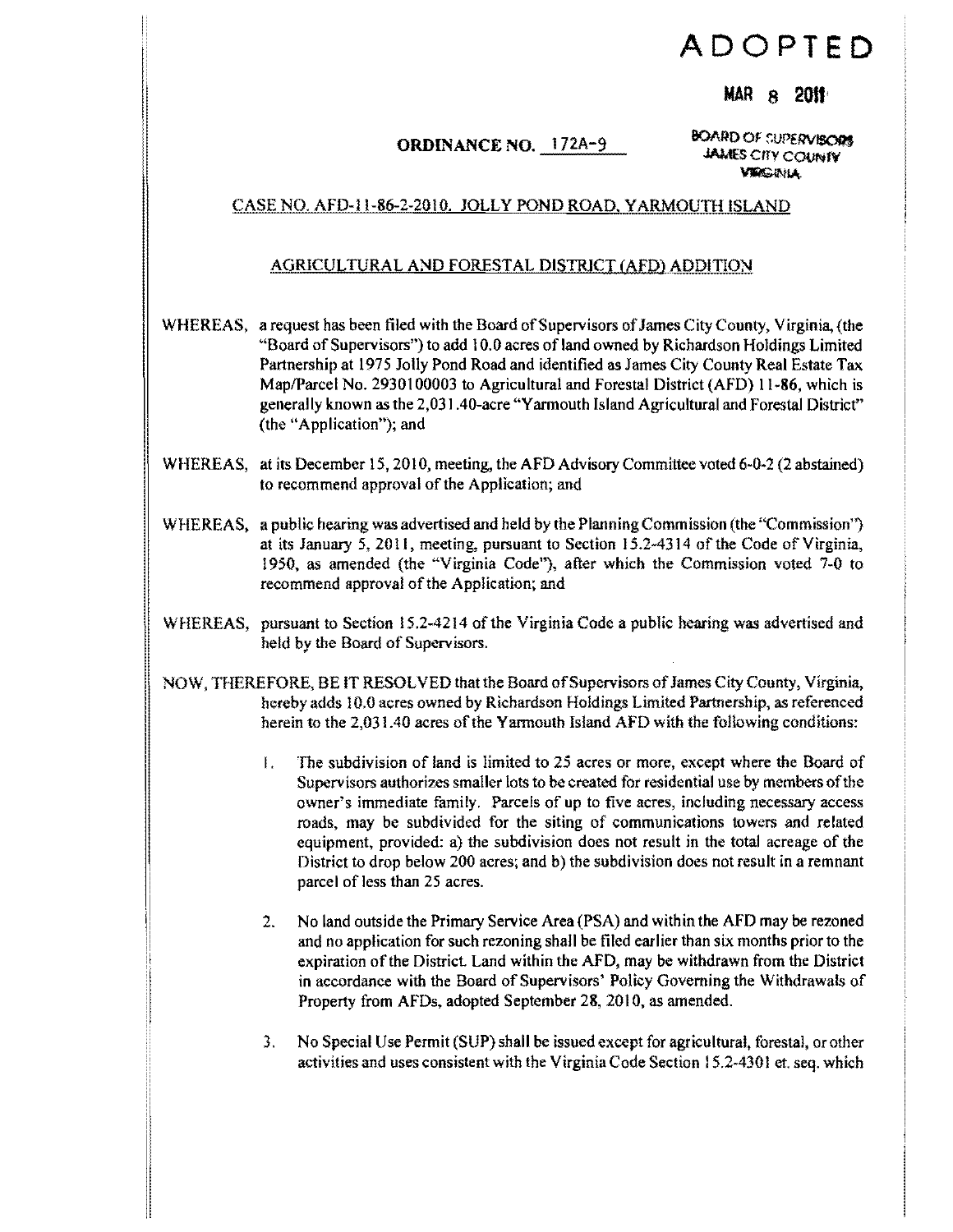# ADOPTED

**MAR 8 2011**

**BOARD OF SUPERVISORS JAMES CITY COUNTY VIRGINIA**

**ORDINANCE NO. 172A-9**

CASE NO. AFD-11-86-2-2010. JOLLY POND ROAD, YARMOUTH ISLAND

AGRICULTURAL AND FORESTAL DISTRICT (AFD) ADDITION

WHEREAS, a request has been filed with the Board of Supervisors of James City County, Virginia, (the "Board of Supervisors") to add 10.0 acres of land owned by Richardson Holdings Limited Partnership at 1975 Jolly Pond Road and identified as James City County Real Estate Tax Map/Parcel No. 2930100003 to Agricultural and Forestal District (AFD) 11-86, which is generally known as the 2,031.40-acre "Yarmouth Island Agricultural and Forestal District" (the "Application"); and

WHEREAS, at its December 15, 2010, meeting, the AFD Advisory Committee voted 6-0-2 (2 abstained) to recommend approval of the Application; and

WHEREAS, a public hearing was advertised and held by the Planning Commission (the "Commission") at its January 5, 2011, meeting, pursuant to Section 15.2-4314 of the Code of Virginia, 1950, as amended (the "Virginia Code"), after which the Commission voted 7-0 to recommend approval of the Application; and

WHEREAS, pursuant to Section 15.2-4214 of the Virginia Code a public hearing was advertised and held by the Board of Supervisors.

NOW, THEREFORE, BE IT RESOLVED that the Board of Supervisors of James City County, Virginia, hereby adds 10.0 acres owned by Richardson Holdings Limited Partnership, as referenced herein to the 2,031.40 acres of the Yarmouth Island AFD with the following conditions:

1. The subdivision of land is limited to 25 acres or more, except where the Board of Supervisors authorizes smaller lots to be created for residential use by members of the owner's immediate family. Parcels of up to five acres, including necessary access roads, may be subdivided for the siting of communications towers and related equipment, provided: a) the subdivision does not result in the total acreage of the District to drop below 200 acres; and b) the subdivision does not result in a remnant parcel of less than 25 acres.

2. No land outside the Primary Service Area (PSA) and within the AFD may be rezoned and no application for such rezoning shall be filed earlier than six months prior to the expiration of the District. Land within the AFD, may be withdrawn from the District in accordance with the Board of Supervisors' Policy Governing the Withdrawals of Property from AFDs, adopted September 28, 2010, as amended.

3. No Special Use Permit (SUP) shall be issued except for agricultural, forestal, or other activities and uses consistent with the Virginia Code Section 15.2-4301 et. seq. which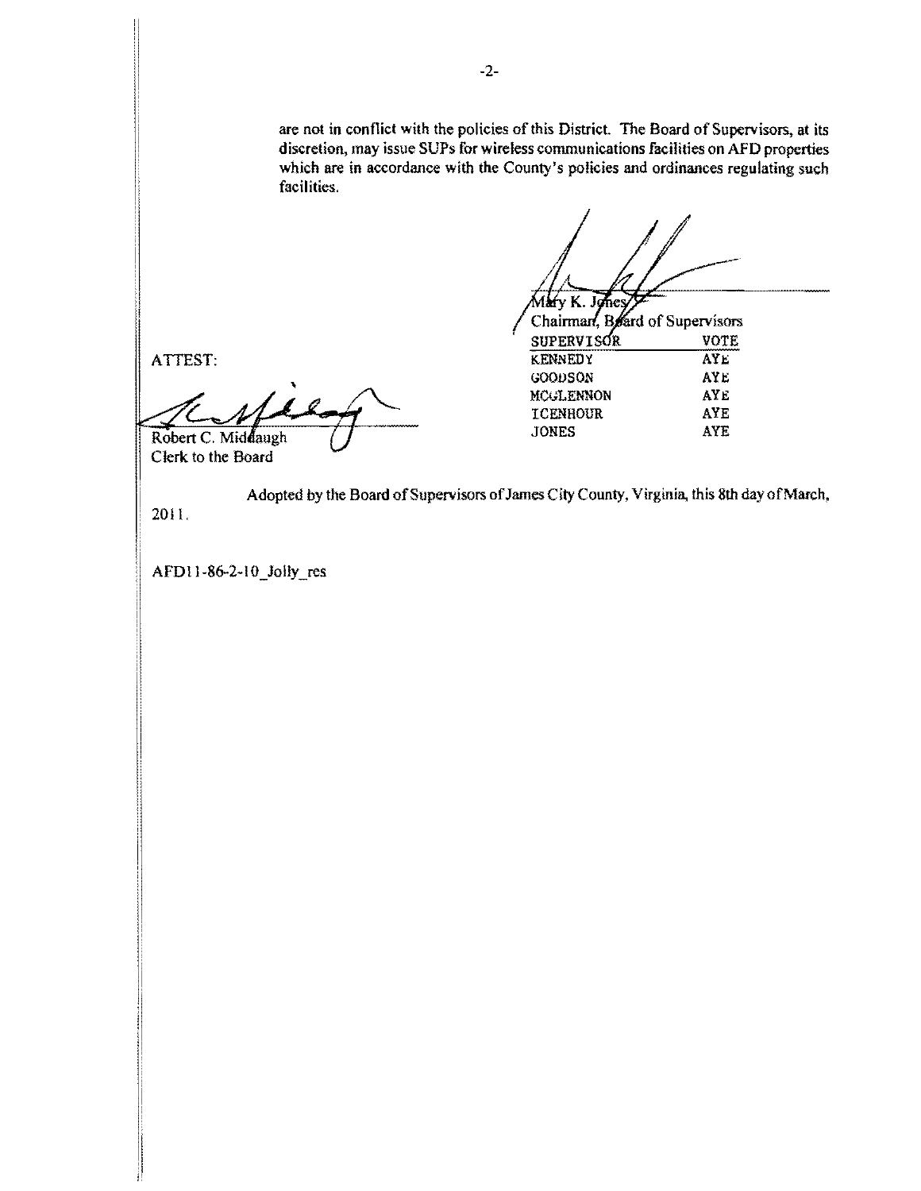are not in conflict with the policies of this District. The Board of Supervisors, at its discretion, may issue SUPs for wireless communications facilities on AFD properties which are in accordance with the County's policies and ordinances regulating such facilities.

Mary K. Jones
Chairman, Board of Supervisors

| SUPERVISOR | VOTE |
|---|---|
| KENNEDY | AYE |
| GOODSON | AYE |
| MCGLENNON | AYE |
| ICENHOUR | AYE |
| JONES | AYE |

ATTEST:

Robert C. Middaugh
Clerk to the Board

Adopted by the Board of Supervisors of James City County, Virginia, this 8th day of March, 2011.

AFD11-86-2-10_Jolly_res